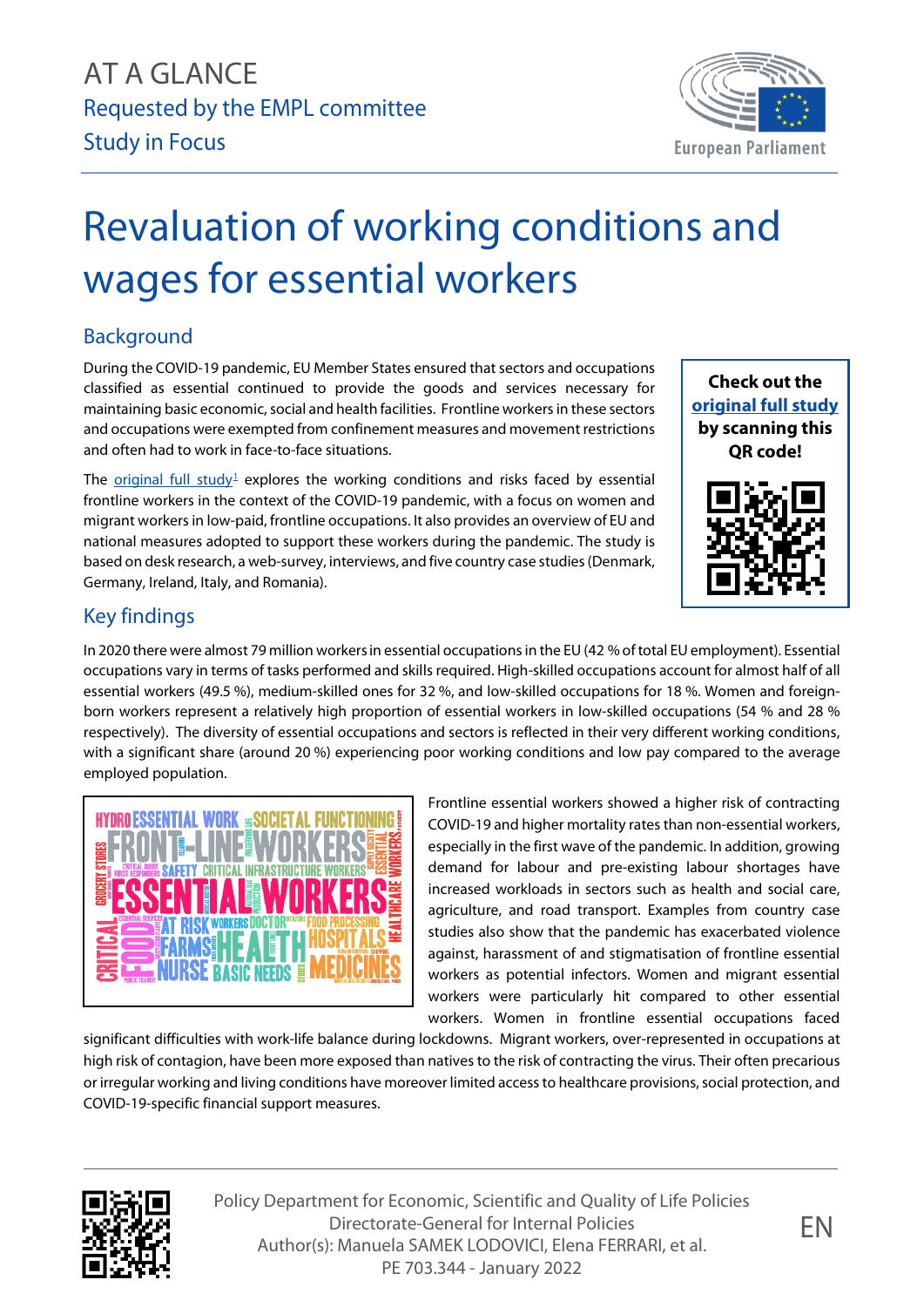AT A GLANCE

Requested by the EMPL committee

Study in Focus

# Revaluation of working conditions and wages for essential workers

## Background

During the COVID-19 pandemic, EU Member States ensured that sectors and occupations classified as essential continued to provide the goods and services necessary for maintaining basic economic, social and health facilities. Frontline workers in these sectors and occupations were exempted from confinement measures and movement restrictions and often had to work in face-to-face situations.

The original full study[1] explores the working conditions and risks faced by essential frontline workers in the context of the COVID-19 pandemic, with a focus on women and migrant workers in low-paid, frontline occupations. It also provides an overview of EU and national measures adopted to support these workers during the pandemic. The study is based on desk research, a web-survey, interviews, and five country case studies (Denmark, Germany, Ireland, Italy, and Romania).

**Check out the original full study by scanning this QR code!**

## Key findings

In 2020 there were almost 79 million workers in essential occupations in the EU (42 % of total EU employment). Essential occupations vary in terms of tasks performed and skills required. High-skilled occupations account for almost half of all essential workers (49.5 %), medium-skilled ones for 32 %, and low-skilled occupations for 18 %. Women and foreign-born workers represent a relatively high proportion of essential workers in low-skilled occupations (54 % and 28 % respectively). The diversity of essential occupations and sectors is reflected in their very different working conditions, with a significant share (around 20 %) experiencing poor working conditions and low pay compared to the average employed population.

Frontline essential workers showed a higher risk of contracting COVID-19 and higher mortality rates than non-essential workers, especially in the first wave of the pandemic. In addition, growing demand for labour and pre-existing labour shortages have increased workloads in sectors such as health and social care, agriculture, and road transport. Examples from country case studies also show that the pandemic has exacerbated violence against, harassment of and stigmatisation of frontline essential workers as potential infectors. Women and migrant essential workers were particularly hit compared to other essential workers. Women in frontline essential occupations faced significant difficulties with work-life balance during lockdowns. Migrant workers, over-represented in occupations at high risk of contagion, have been more exposed than natives to the risk of contracting the virus. Their often precarious or irregular working and living conditions have moreover limited access to healthcare provisions, social protection, and COVID-19-specific financial support measures.

Policy Department for Economic, Scientific and Quality of Life Policies
Directorate-General for Internal Policies
Author(s): Manuela SAMEK LODOVICI, Elena FERRARI, et al.
PE 703.344 - January 2022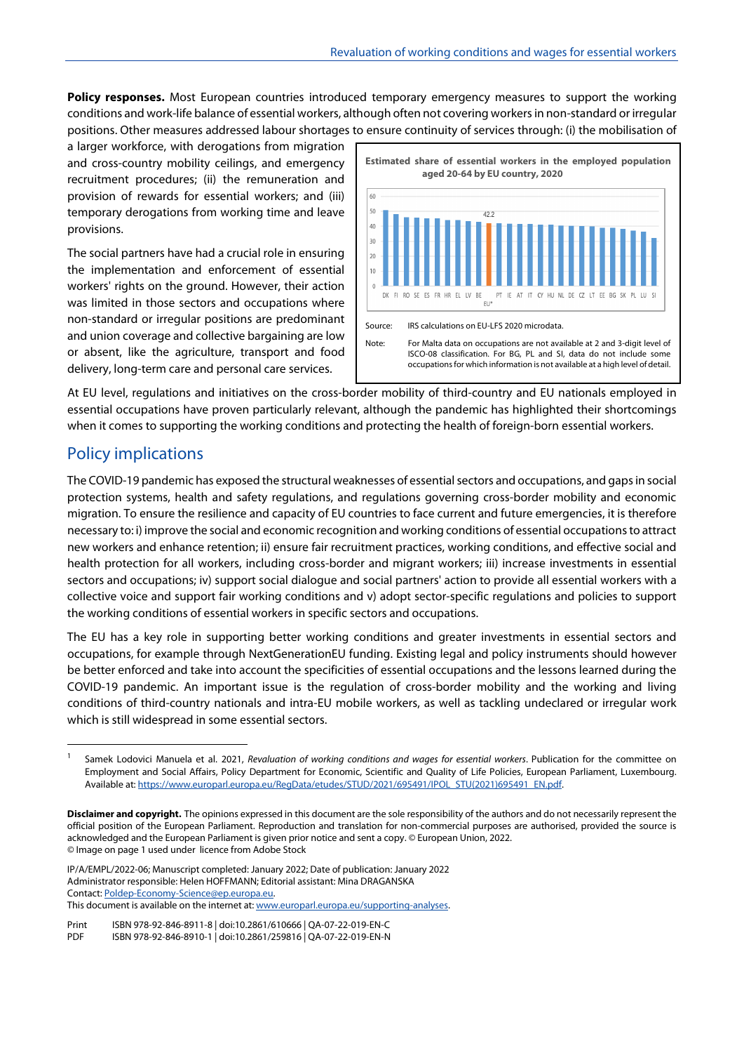**Policy responses.** Most European countries introduced temporary emergency measures to support the working conditions and work-life balance of essential workers, although often not covering workers in non-standard or irregular positions. Other measures addressed labour shortages to ensure continuity of services through: (i) the mobilisation of a larger workforce, with derogations from migration and cross-country mobility ceilings, and emergency recruitment procedures; (ii) the remuneration and provision of rewards for essential workers; and (iii) temporary derogations from working time and leave provisions.

The social partners have had a crucial role in ensuring the implementation and enforcement of essential workers' rights on the ground. However, their action was limited in those sectors and occupations where non-standard or irregular positions are predominant and union coverage and collective bargaining are low or absent, like the agriculture, transport and food delivery, long-term care and personal care services.

**Estimated share of essential workers in the employed population aged 20-64 by EU country, 2020**

60
50
40
30
20
10
0

42.2

DK FI RO SE ES FR HR EL LV BE EU* PT IE AT IT CY HU NL DE CZ LT EE BG SK PL LU SI

Source: IRS calculations on EU-LFS 2020 microdata.

Note: For Malta data on occupations are not available at 2 and 3-digit level of ISCO-08 classification. For BG, PL and SI, data do not include some occupations for which information is not available at a high level of detail.

At EU level, regulations and initiatives on the cross-border mobility of third-country and EU nationals employed in essential occupations have proven particularly relevant, although the pandemic has highlighted their shortcomings when it comes to supporting the working conditions and protecting the health of foreign-born essential workers.

## Policy implications

The COVID-19 pandemic has exposed the structural weaknesses of essential sectors and occupations, and gaps in social protection systems, health and safety regulations, and regulations governing cross-border mobility and economic migration. To ensure the resilience and capacity of EU countries to face current and future emergencies, it is therefore necessary to: i) improve the social and economic recognition and working conditions of essential occupations to attract new workers and enhance retention; ii) ensure fair recruitment practices, working conditions, and effective social and health protection for all workers, including cross-border and migrant workers; iii) increase investments in essential sectors and occupations; iv) support social dialogue and social partners' action to provide all essential workers with a collective voice and support fair working conditions and v) adopt sector-specific regulations and policies to support the working conditions of essential workers in specific sectors and occupations.

The EU has a key role in supporting better working conditions and greater investments in essential sectors and occupations, for example through NextGenerationEU funding. Existing legal and policy instruments should however be better enforced and take into account the specificities of essential occupations and the lessons learned during the COVID-19 pandemic. An important issue is the regulation of cross-border mobility and the working and living conditions of third-country nationals and intra-EU mobile workers, as well as tackling undeclared or irregular work which is still widespread in some essential sectors.

---

[1] Samek Lodovici Manuela et al. 2021, *Revaluation of working conditions and wages for essential workers*. Publication for the committee on Employment and Social Affairs, Policy Department for Economic, Scientific and Quality of Life Policies, European Parliament, Luxembourg. Available at: https://www.europarl.europa.eu/RegData/etudes/STUD/2021/695491/IPOL_STU(2021)695491_EN.pdf.

**Disclaimer and copyright.** The opinions expressed in this document are the sole responsibility of the authors and do not necessarily represent the official position of the European Parliament. Reproduction and translation for non-commercial purposes are authorised, provided the source is acknowledged and the European Parliament is given prior notice and sent a copy. © European Union, 2022.
© Image on page 1 used under licence from Adobe Stock

IP/A/EMPL/2022-06; Manuscript completed: January 2022; Date of publication: January 2022
Administrator responsible: Helen HOFFMANN; Editorial assistant: Mina DRAGANSKA
Contact: Poldep-Economy-Science@ep.europa.eu.
This document is available on the internet at: www.europarl.europa.eu/supporting-analyses.

Print ISBN 978-92-846-8911-8 | doi:10.2861/610666 | QA-07-22-019-EN-C
PDF ISBN 978-92-846-8910-1 | doi:10.2861/259816 | QA-07-22-019-EN-N